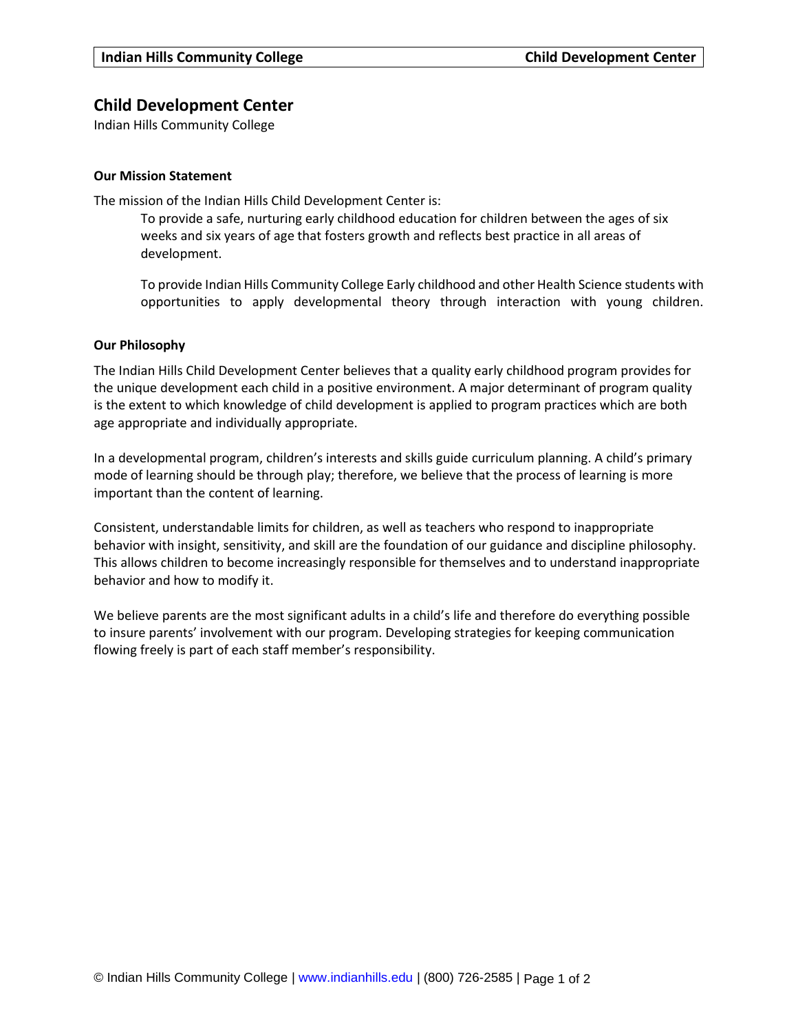# Child Development Center

Indian Hills Community College

### Our Mission Statement

The mission of the Indian Hills Child Development Center is:

> To provide a safe, nurturing early childhood education for children between the ages of six weeks and six years of age that fosters growth and reflects best practice in all areas of development.
>
> To provide Indian Hills Community College Early childhood and other Health Science students with opportunities to apply developmental theory through interaction with young children.

### Our Philosophy

The Indian Hills Child Development Center believes that a quality early childhood program provides for the unique development each child in a positive environment. A major determinant of program quality is the extent to which knowledge of child development is applied to program practices which are both age appropriate and individually appropriate.

In a developmental program, children's interests and skills guide curriculum planning. A child's primary mode of learning should be through play; therefore, we believe that the process of learning is more important than the content of learning.

Consistent, understandable limits for children, as well as teachers who respond to inappropriate behavior with insight, sensitivity, and skill are the foundation of our guidance and discipline philosophy. This allows children to become increasingly responsible for themselves and to understand inappropriate behavior and how to modify it.

We believe parents are the most significant adults in a child's life and therefore do everything possible to insure parents' involvement with our program. Developing strategies for keeping communication flowing freely is part of each staff member's responsibility.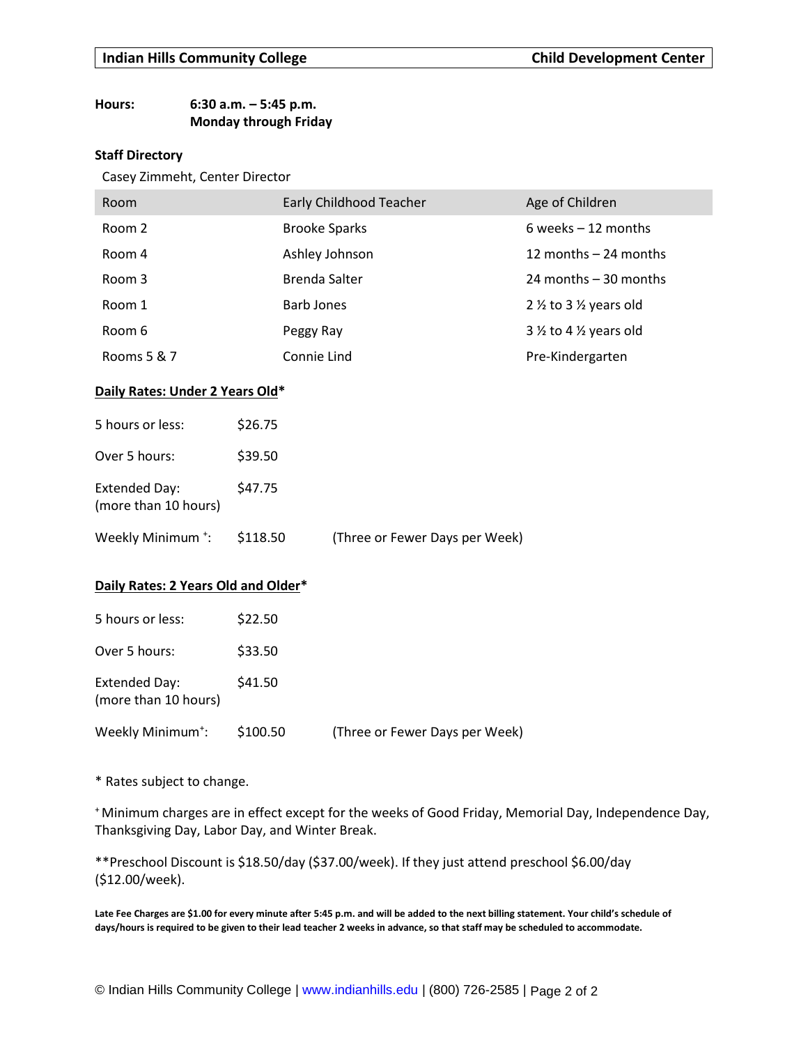**Indian Hills Community College** | **Child Development Center**

**Hours:** **6:30 a.m. – 5:45 p.m.**
**Monday through Friday**

**Staff Directory**

Casey Zimmeht, Center Director

| Room | Early Childhood Teacher | Age of Children |
|---|---|---|
| Room 2 | Brooke Sparks | 6 weeks – 12 months |
| Room 4 | Ashley Johnson | 12 months – 24 months |
| Room 3 | Brenda Salter | 24 months – 30 months |
| Room 1 | Barb Jones | 2 ½ to 3 ½ years old |
| Room 6 | Peggy Ray | 3 ½ to 4 ½ years old |
| Rooms 5 & 7 | Connie Lind | Pre-Kindergarten |

**Daily Rates: Under 2 Years Old***

| | | |
|---|---|---|
| 5 hours or less: | $26.75 | |
| Over 5 hours: | $39.50 | |
| Extended Day: (more than 10 hours) | $47.75 | |
| Weekly Minimum [+]: | $118.50 | (Three or Fewer Days per Week) |

**Daily Rates: 2 Years Old and Older***

| | | |
|---|---|---|
| 5 hours or less: | $22.50 | |
| Over 5 hours: | $33.50 | |
| Extended Day: (more than 10 hours) | $41.50 | |
| Weekly Minimum[+]: | $100.50 | (Three or Fewer Days per Week) |

* Rates subject to change.

[+] Minimum charges are in effect except for the weeks of Good Friday, Memorial Day, Independence Day, Thanksgiving Day, Labor Day, and Winter Break.

**Preschool Discount is $18.50/day ($37.00/week). If they just attend preschool $6.00/day ($12.00/week).

**Late Fee Charges are $1.00 for every minute after 5:45 p.m. and will be added to the next billing statement. Your child's schedule of days/hours is required to be given to their lead teacher 2 weeks in advance, so that staff may be scheduled to accommodate.**

© Indian Hills Community College | www.indianhills.edu | (800) 726-2585